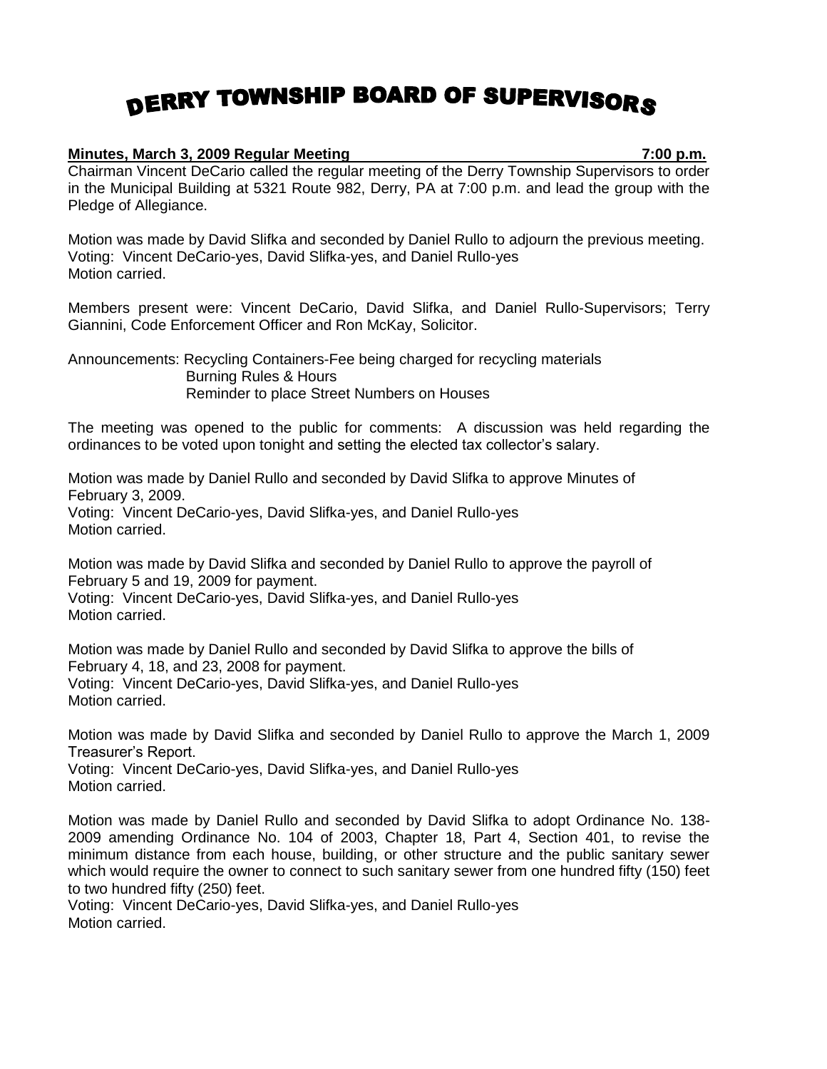# DERRY TOWNSHIP BOARD OF SUPERVISORS

**Minutes, March 3, 2009 Regular Meeting 7:00 p.m.**

Chairman Vincent DeCario called the regular meeting of the Derry Township Supervisors to order in the Municipal Building at 5321 Route 982, Derry, PA at 7:00 p.m. and lead the group with the Pledge of Allegiance.

Motion was made by David Slifka and seconded by Daniel Rullo to adjourn the previous meeting.
Voting: Vincent DeCario-yes, David Slifka-yes, and Daniel Rullo-yes
Motion carried.

Members present were: Vincent DeCario, David Slifka, and Daniel Rullo-Supervisors; Terry Giannini, Code Enforcement Officer and Ron McKay, Solicitor.

Announcements: Recycling Containers-Fee being charged for recycling materials
Burning Rules & Hours
Reminder to place Street Numbers on Houses

The meeting was opened to the public for comments: A discussion was held regarding the ordinances to be voted upon tonight and setting the elected tax collector's salary.

Motion was made by Daniel Rullo and seconded by David Slifka to approve Minutes of February 3, 2009.
Voting: Vincent DeCario-yes, David Slifka-yes, and Daniel Rullo-yes
Motion carried.

Motion was made by David Slifka and seconded by Daniel Rullo to approve the payroll of February 5 and 19, 2009 for payment.
Voting: Vincent DeCario-yes, David Slifka-yes, and Daniel Rullo-yes
Motion carried.

Motion was made by Daniel Rullo and seconded by David Slifka to approve the bills of February 4, 18, and 23, 2008 for payment.
Voting: Vincent DeCario-yes, David Slifka-yes, and Daniel Rullo-yes
Motion carried.

Motion was made by David Slifka and seconded by Daniel Rullo to approve the March 1, 2009 Treasurer's Report.
Voting: Vincent DeCario-yes, David Slifka-yes, and Daniel Rullo-yes
Motion carried.

Motion was made by Daniel Rullo and seconded by David Slifka to adopt Ordinance No. 138-2009 amending Ordinance No. 104 of 2003, Chapter 18, Part 4, Section 401, to revise the minimum distance from each house, building, or other structure and the public sanitary sewer which would require the owner to connect to such sanitary sewer from one hundred fifty (150) feet to two hundred fifty (250) feet.
Voting: Vincent DeCario-yes, David Slifka-yes, and Daniel Rullo-yes
Motion carried.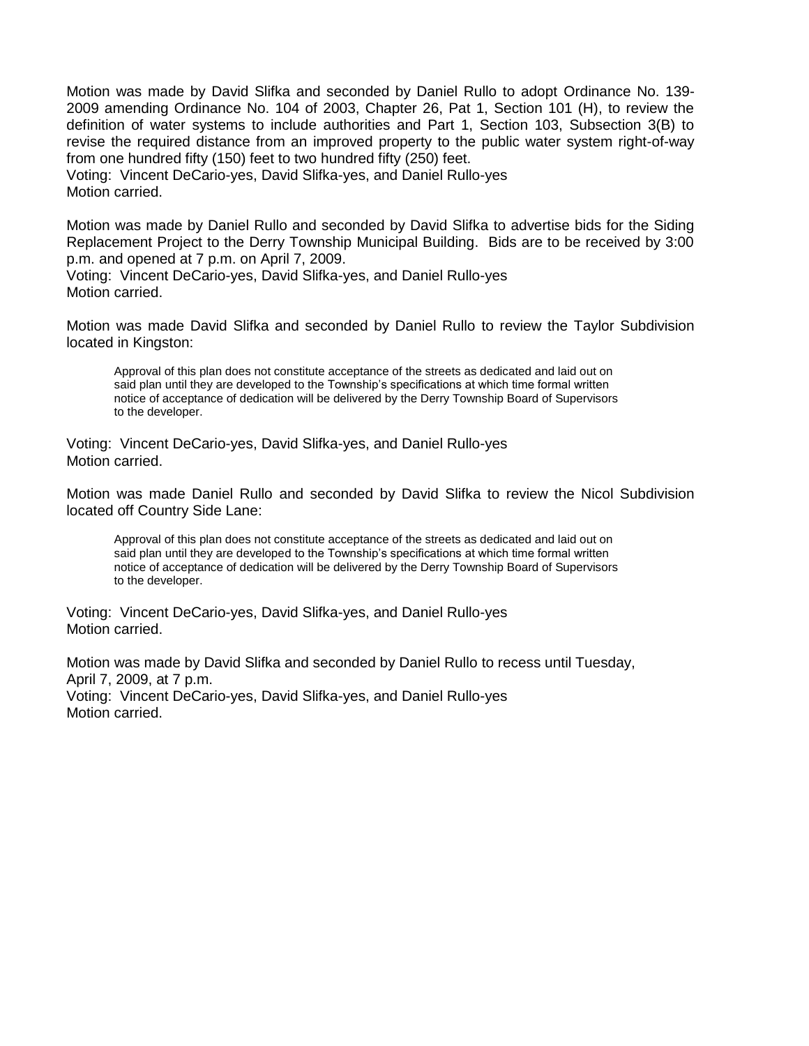Motion was made by David Slifka and seconded by Daniel Rullo to adopt Ordinance No. 139-2009 amending Ordinance No. 104 of 2003, Chapter 26, Pat 1, Section 101 (H), to review the definition of water systems to include authorities and Part 1, Section 103, Subsection 3(B) to revise the required distance from an improved property to the public water system right-of-way from one hundred fifty (150) feet to two hundred fifty (250) feet.
Voting: Vincent DeCario-yes, David Slifka-yes, and Daniel Rullo-yes
Motion carried.

Motion was made by Daniel Rullo and seconded by David Slifka to advertise bids for the Siding Replacement Project to the Derry Township Municipal Building. Bids are to be received by 3:00 p.m. and opened at 7 p.m. on April 7, 2009.
Voting: Vincent DeCario-yes, David Slifka-yes, and Daniel Rullo-yes
Motion carried.

Motion was made David Slifka and seconded by Daniel Rullo to review the Taylor Subdivision located in Kingston:

> Approval of this plan does not constitute acceptance of the streets as dedicated and laid out on said plan until they are developed to the Township's specifications at which time formal written notice of acceptance of dedication will be delivered by the Derry Township Board of Supervisors to the developer.

Voting: Vincent DeCario-yes, David Slifka-yes, and Daniel Rullo-yes
Motion carried.

Motion was made Daniel Rullo and seconded by David Slifka to review the Nicol Subdivision located off Country Side Lane:

> Approval of this plan does not constitute acceptance of the streets as dedicated and laid out on said plan until they are developed to the Township's specifications at which time formal written notice of acceptance of dedication will be delivered by the Derry Township Board of Supervisors to the developer.

Voting: Vincent DeCario-yes, David Slifka-yes, and Daniel Rullo-yes
Motion carried.

Motion was made by David Slifka and seconded by Daniel Rullo to recess until Tuesday, April 7, 2009, at 7 p.m.
Voting: Vincent DeCario-yes, David Slifka-yes, and Daniel Rullo-yes
Motion carried.